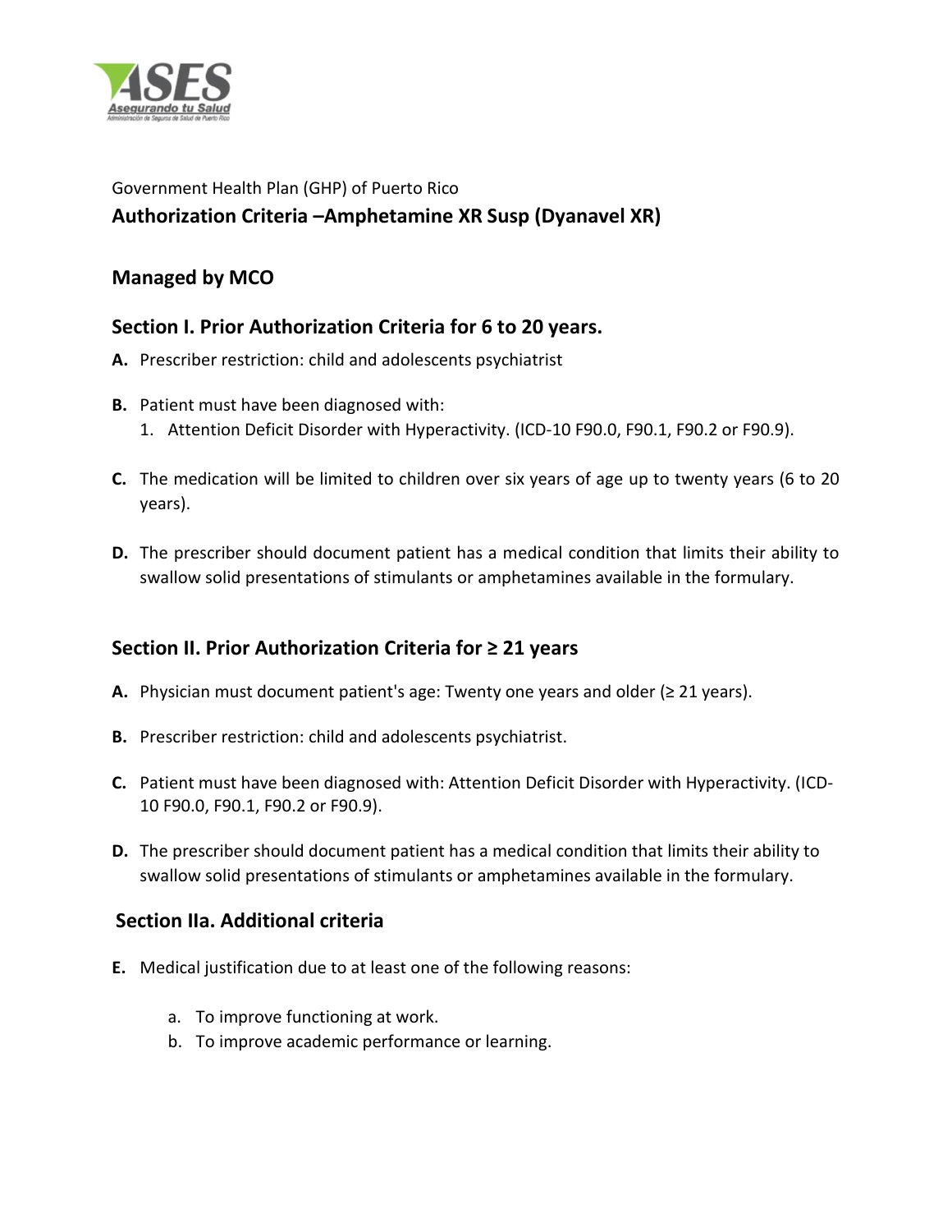Government Health Plan (GHP) of Puerto Rico

**Authorization Criteria –Amphetamine XR Susp (Dyanavel XR)**

## Managed by MCO

### Section I. Prior Authorization Criteria for 6 to 20 years.

**A.** Prescriber restriction: child and adolescents psychiatrist

**B.** Patient must have been diagnosed with:
   1. Attention Deficit Disorder with Hyperactivity. (ICD-10 F90.0, F90.1, F90.2 or F90.9).

**C.** The medication will be limited to children over six years of age up to twenty years (6 to 20 years).

**D.** The prescriber should document patient has a medical condition that limits their ability to swallow solid presentations of stimulants or amphetamines available in the formulary.

### Section II. Prior Authorization Criteria for ≥ 21 years

**A.** Physician must document patient's age: Twenty one years and older (≥ 21 years).

**B.** Prescriber restriction: child and adolescents psychiatrist.

**C.** Patient must have been diagnosed with: Attention Deficit Disorder with Hyperactivity. (ICD-10 F90.0, F90.1, F90.2 or F90.9).

**D.** The prescriber should document patient has a medical condition that limits their ability to swallow solid presentations of stimulants or amphetamines available in the formulary.

### Section IIa. Additional criteria

**E.** Medical justification due to at least one of the following reasons:

   a. To improve functioning at work.
   b. To improve academic performance or learning.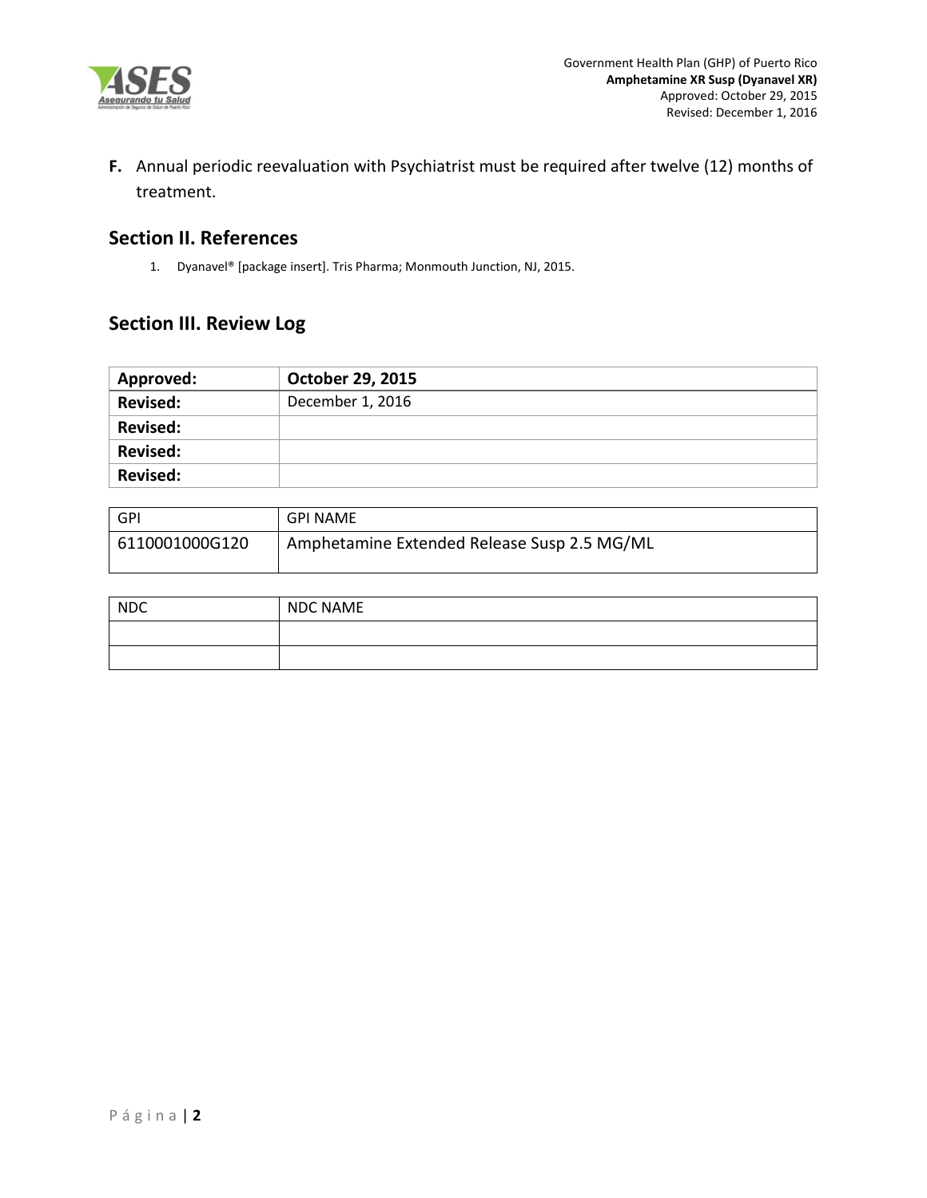**F.** Annual periodic reevaluation with Psychiatrist must be required after twelve (12) months of treatment.

## Section II. References

1. Dyanavel® [package insert]. Tris Pharma; Monmouth Junction, NJ, 2015.

## Section III. Review Log

| | |
|---|---|
| **Approved:** | **October 29, 2015** |
| **Revised:** | December 1, 2016 |
| **Revised:** | |
| **Revised:** | |
| **Revised:** | |

| GPI | GPI NAME |
|---|---|
| 6110001000G120 | Amphetamine Extended Release Susp 2.5 MG/ML |

| NDC | NDC NAME |
|---|---|
| | |
| | |